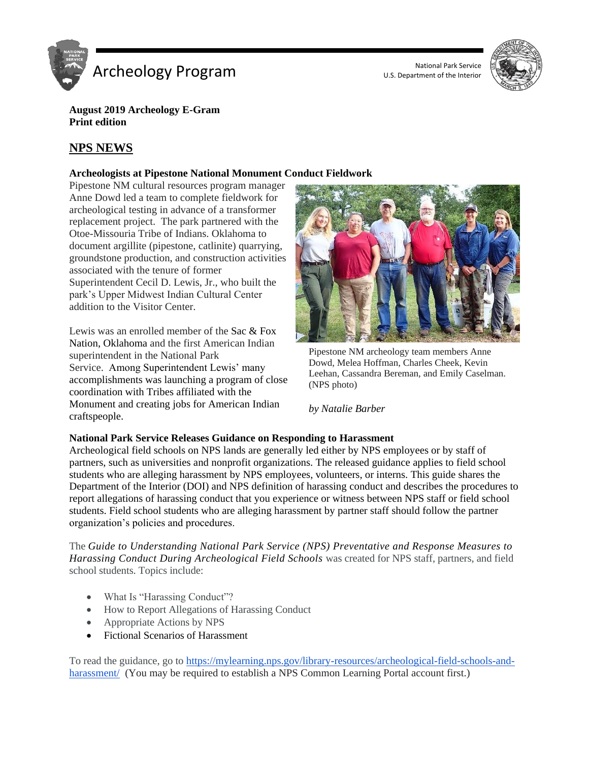# Archeology Program

National Park Service
U.S. Department of the Interior

**August 2019 Archeology E-Gram**
**Print edition**

## NPS NEWS

### Archeologists at Pipestone National Monument Conduct Fieldwork

Pipestone NM cultural resources program manager Anne Dowd led a team to complete fieldwork for archeological testing in advance of a transformer replacement project. The park partnered with the Otoe-Missouria Tribe of Indians. Oklahoma to document argillite (pipestone, catlinite) quarrying, groundstone production, and construction activities associated with the tenure of former Superintendent Cecil D. Lewis, Jr., who built the park's Upper Midwest Indian Cultural Center addition to the Visitor Center.

Lewis was an enrolled member of the Sac & Fox Nation, Oklahoma and the first American Indian superintendent in the National Park Service. Among Superintendent Lewis' many accomplishments was launching a program of close coordination with Tribes affiliated with the Monument and creating jobs for American Indian craftspeople.

Pipestone NM archeology team members Anne Dowd, Melea Hoffman, Charles Cheek, Kevin Leehan, Cassandra Bereman, and Emily Caselman. (NPS photo)

*by Natalie Barber*

### National Park Service Releases Guidance on Responding to Harassment

Archeological field schools on NPS lands are generally led either by NPS employees or by staff of partners, such as universities and nonprofit organizations. The released guidance applies to field school students who are alleging harassment by NPS employees, volunteers, or interns. This guide shares the Department of the Interior (DOI) and NPS definition of harassing conduct and describes the procedures to report allegations of harassing conduct that you experience or witness between NPS staff or field school students. Field school students who are alleging harassment by partner staff should follow the partner organization's policies and procedures.

The *Guide to Understanding National Park Service (NPS) Preventative and Response Measures to Harassing Conduct During Archeological Field Schools* was created for NPS staff, partners, and field school students. Topics include:

- What Is "Harassing Conduct"?
- How to Report Allegations of Harassing Conduct
- Appropriate Actions by NPS
- Fictional Scenarios of Harassment

To read the guidance, go to https://mylearning.nps.gov/library-resources/archeological-field-schools-and-harassment/ (You may be required to establish a NPS Common Learning Portal account first.)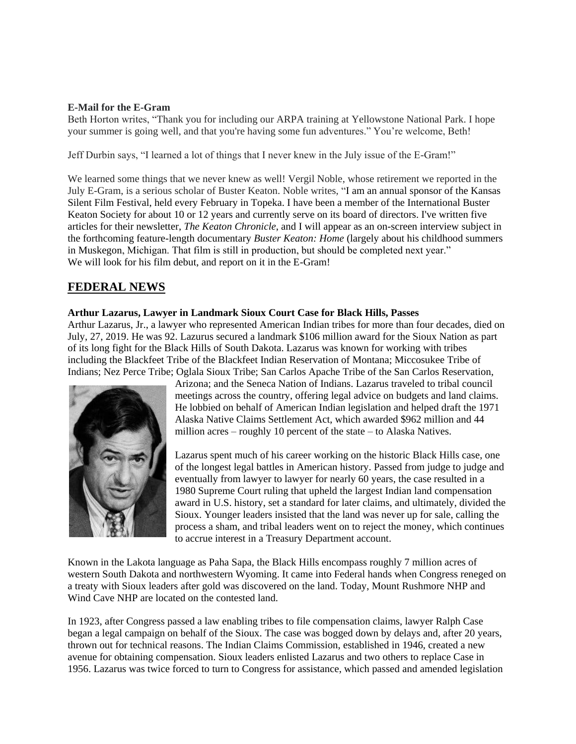**E-Mail for the E-Gram**

Beth Horton writes, “Thank you for including our ARPA training at Yellowstone National Park. I hope your summer is going well, and that you're having some fun adventures.” You’re welcome, Beth!

Jeff Durbin says, “I learned a lot of things that I never knew in the July issue of the E-Gram!”

We learned some things that we never knew as well! Vergil Noble, whose retirement we reported in the July E-Gram, is a serious scholar of Buster Keaton. Noble writes, “I am an annual sponsor of the Kansas Silent Film Festival, held every February in Topeka. I have been a member of the International Buster Keaton Society for about 10 or 12 years and currently serve on its board of directors. I've written five articles for their newsletter, *The Keaton Chronicle*, and I will appear as an on-screen interview subject in the forthcoming feature-length documentary *Buster Keaton: Home* (largely about his childhood summers in Muskegon, Michigan. That film is still in production, but should be completed next year.” We will look for his film debut, and report on it in the E-Gram!

## FEDERAL NEWS

**Arthur Lazarus, Lawyer in Landmark Sioux Court Case for Black Hills, Passes**

Arthur Lazarus, Jr., a lawyer who represented American Indian tribes for more than four decades, died on July, 27, 2019. He was 92. Lazarus secured a landmark $106 million award for the Sioux Nation as part of its long fight for the Black Hills of South Dakota. Lazarus was known for working with tribes including the Blackfeet Tribe of the Blackfeet Indian Reservation of Montana; Miccosukee Tribe of Indians; Nez Perce Tribe; Oglala Sioux Tribe; San Carlos Apache Tribe of the San Carlos Reservation, Arizona; and the Seneca Nation of Indians. Lazarus traveled to tribal council meetings across the country, offering legal advice on budgets and land claims. He lobbied on behalf of American Indian legislation and helped draft the 1971 Alaska Native Claims Settlement Act, which awarded $962 million and 44 million acres – roughly 10 percent of the state – to Alaska Natives.

Lazarus spent much of his career working on the historic Black Hills case, one of the longest legal battles in American history. Passed from judge to judge and eventually from lawyer to lawyer for nearly 60 years, the case resulted in a 1980 Supreme Court ruling that upheld the largest Indian land compensation award in U.S. history, set a standard for later claims, and ultimately, divided the Sioux. Younger leaders insisted that the land was never up for sale, calling the process a sham, and tribal leaders went on to reject the money, which continues to accrue interest in a Treasury Department account.

Known in the Lakota language as Paha Sapa, the Black Hills encompass roughly 7 million acres of western South Dakota and northwestern Wyoming. It came into Federal hands when Congress reneged on a treaty with Sioux leaders after gold was discovered on the land. Today, Mount Rushmore NHP and Wind Cave NHP are located on the contested land.

In 1923, after Congress passed a law enabling tribes to file compensation claims, lawyer Ralph Case began a legal campaign on behalf of the Sioux. The case was bogged down by delays and, after 20 years, thrown out for technical reasons. The Indian Claims Commission, established in 1946, created a new avenue for obtaining compensation. Sioux leaders enlisted Lazarus and two others to replace Case in 1956. Lazarus was twice forced to turn to Congress for assistance, which passed and amended legislation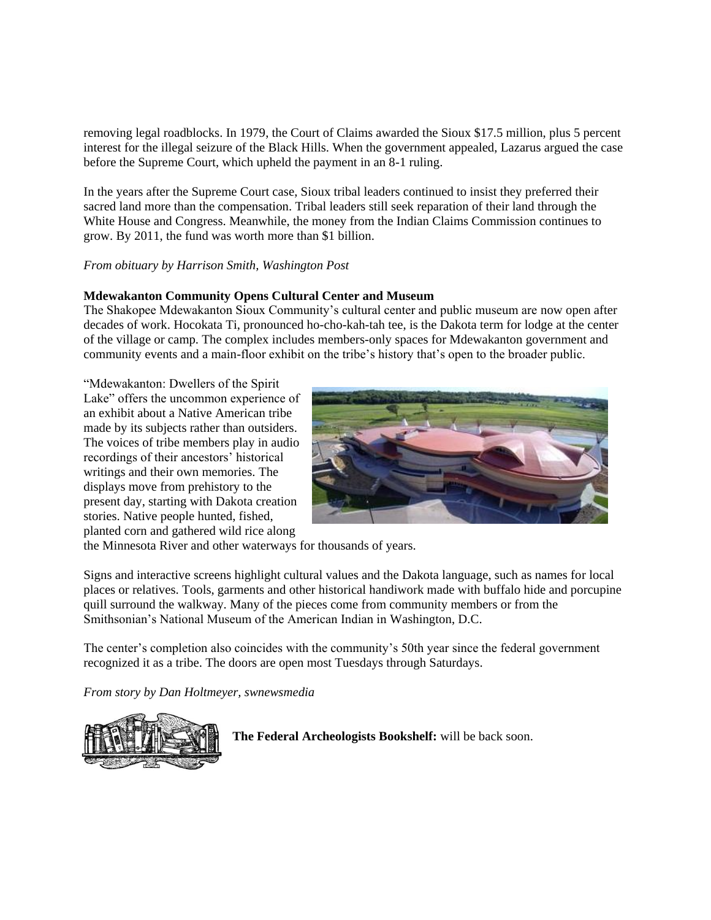removing legal roadblocks. In 1979, the Court of Claims awarded the Sioux $17.5 million, plus 5 percent interest for the illegal seizure of the Black Hills. When the government appealed, Lazarus argued the case before the Supreme Court, which upheld the payment in an 8-1 ruling.

In the years after the Supreme Court case, Sioux tribal leaders continued to insist they preferred their sacred land more than the compensation. Tribal leaders still seek reparation of their land through the White House and Congress. Meanwhile, the money from the Indian Claims Commission continues to grow. By 2011, the fund was worth more than $1 billion.

*From obituary by Harrison Smith, Washington Post*

**Mdewakanton Community Opens Cultural Center and Museum**

The Shakopee Mdewakanton Sioux Community's cultural center and public museum are now open after decades of work. Hocokata Ti, pronounced ho-cho-kah-tah tee, is the Dakota term for lodge at the center of the village or camp. The complex includes members-only spaces for Mdewakanton government and community events and a main-floor exhibit on the tribe's history that's open to the broader public.

"Mdewakanton: Dwellers of the Spirit Lake" offers the uncommon experience of an exhibit about a Native American tribe made by its subjects rather than outsiders. The voices of tribe members play in audio recordings of their ancestors' historical writings and their own memories. The displays move from prehistory to the present day, starting with Dakota creation stories. Native people hunted, fished, planted corn and gathered wild rice along the Minnesota River and other waterways for thousands of years.

Signs and interactive screens highlight cultural values and the Dakota language, such as names for local places or relatives. Tools, garments and other historical handiwork made with buffalo hide and porcupine quill surround the walkway. Many of the pieces come from community members or from the Smithsonian's National Museum of the American Indian in Washington, D.C.

The center's completion also coincides with the community's 50th year since the federal government recognized it as a tribe. The doors are open most Tuesdays through Saturdays.

*From story by Dan Holtmeyer, swnewsmedia*

**The Federal Archeologists Bookshelf:** will be back soon.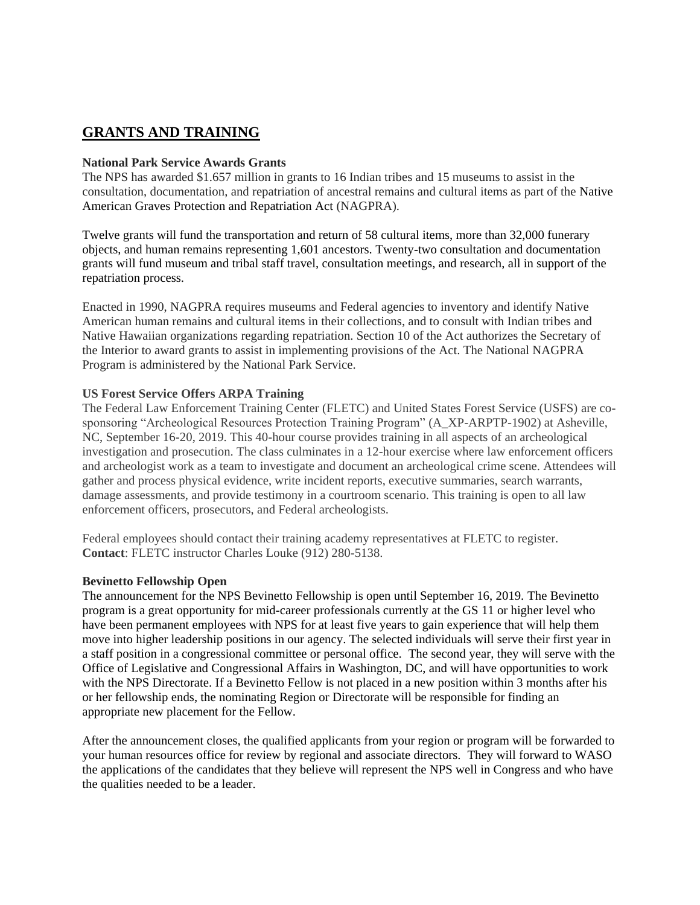## GRANTS AND TRAINING

**National Park Service Awards Grants**

The NPS has awarded $1.657 million in grants to 16 Indian tribes and 15 museums to assist in the consultation, documentation, and repatriation of ancestral remains and cultural items as part of the Native American Graves Protection and Repatriation Act (NAGPRA).

Twelve grants will fund the transportation and return of 58 cultural items, more than 32,000 funerary objects, and human remains representing 1,601 ancestors. Twenty-two consultation and documentation grants will fund museum and tribal staff travel, consultation meetings, and research, all in support of the repatriation process.

Enacted in 1990, NAGPRA requires museums and Federal agencies to inventory and identify Native American human remains and cultural items in their collections, and to consult with Indian tribes and Native Hawaiian organizations regarding repatriation. Section 10 of the Act authorizes the Secretary of the Interior to award grants to assist in implementing provisions of the Act. The National NAGPRA Program is administered by the National Park Service.

**US Forest Service Offers ARPA Training**

The Federal Law Enforcement Training Center (FLETC) and United States Forest Service (USFS) are co-sponsoring "Archeological Resources Protection Training Program" (A_XP-ARPTP-1902) at Asheville, NC, September 16-20, 2019. This 40-hour course provides training in all aspects of an archeological investigation and prosecution. The class culminates in a 12-hour exercise where law enforcement officers and archeologist work as a team to investigate and document an archeological crime scene. Attendees will gather and process physical evidence, write incident reports, executive summaries, search warrants, damage assessments, and provide testimony in a courtroom scenario. This training is open to all law enforcement officers, prosecutors, and Federal archeologists.

Federal employees should contact their training academy representatives at FLETC to register. **Contact**: FLETC instructor Charles Louke (912) 280-5138.

**Bevinetto Fellowship Open**

The announcement for the NPS Bevinetto Fellowship is open until September 16, 2019. The Bevinetto program is a great opportunity for mid-career professionals currently at the GS 11 or higher level who have been permanent employees with NPS for at least five years to gain experience that will help them move into higher leadership positions in our agency. The selected individuals will serve their first year in a staff position in a congressional committee or personal office. The second year, they will serve with the Office of Legislative and Congressional Affairs in Washington, DC, and will have opportunities to work with the NPS Directorate. If a Bevinetto Fellow is not placed in a new position within 3 months after his or her fellowship ends, the nominating Region or Directorate will be responsible for finding an appropriate new placement for the Fellow.

After the announcement closes, the qualified applicants from your region or program will be forwarded to your human resources office for review by regional and associate directors. They will forward to WASO the applications of the candidates that they believe will represent the NPS well in Congress and who have the qualities needed to be a leader.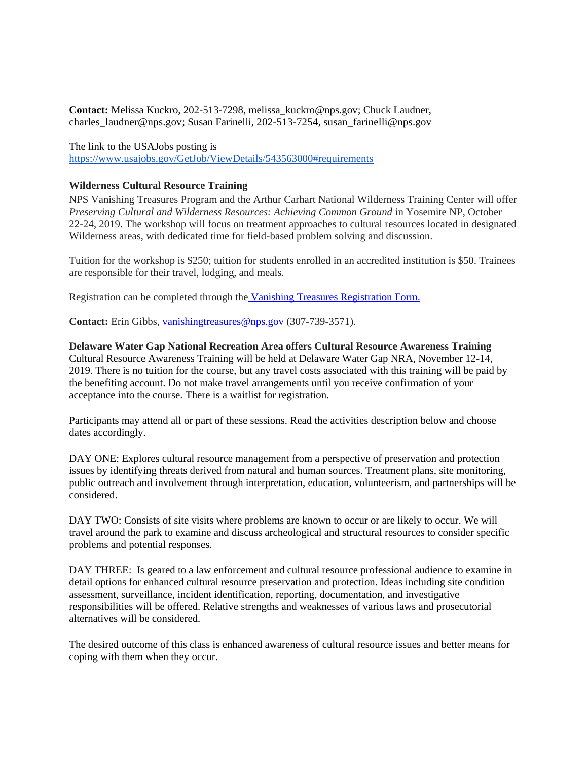**Contact:** Melissa Kuckro, 202-513-7298, melissa_kuckro@nps.gov; Chuck Laudner, charles_laudner@nps.gov; Susan Farinelli, 202-513-7254, susan_farinelli@nps.gov

The link to the USAJobs posting is
https://www.usajobs.gov/GetJob/ViewDetails/543563000#requirements

**Wilderness Cultural Resource Training**

NPS Vanishing Treasures Program and the Arthur Carhart National Wilderness Training Center will offer *Preserving Cultural and Wilderness Resources: Achieving Common Ground* in Yosemite NP, October 22-24, 2019. The workshop will focus on treatment approaches to cultural resources located in designated Wilderness areas, with dedicated time for field-based problem solving and discussion.

Tuition for the workshop is $250; tuition for students enrolled in an accredited institution is $50. Trainees are responsible for their travel, lodging, and meals.

Registration can be completed through the Vanishing Treasures Registration Form.

**Contact:** Erin Gibbs, vanishingtreasures@nps.gov (307-739-3571).

**Delaware Water Gap National Recreation Area offers Cultural Resource Awareness Training**

Cultural Resource Awareness Training will be held at Delaware Water Gap NRA, November 12-14, 2019. There is no tuition for the course, but any travel costs associated with this training will be paid by the benefiting account. Do not make travel arrangements until you receive confirmation of your acceptance into the course. There is a waitlist for registration.

Participants may attend all or part of these sessions. Read the activities description below and choose dates accordingly.

DAY ONE: Explores cultural resource management from a perspective of preservation and protection issues by identifying threats derived from natural and human sources. Treatment plans, site monitoring, public outreach and involvement through interpretation, education, volunteerism, and partnerships will be considered.

DAY TWO: Consists of site visits where problems are known to occur or are likely to occur. We will travel around the park to examine and discuss archeological and structural resources to consider specific problems and potential responses.

DAY THREE: Is geared to a law enforcement and cultural resource professional audience to examine in detail options for enhanced cultural resource preservation and protection. Ideas including site condition assessment, surveillance, incident identification, reporting, documentation, and investigative responsibilities will be offered. Relative strengths and weaknesses of various laws and prosecutorial alternatives will be considered.

The desired outcome of this class is enhanced awareness of cultural resource issues and better means for coping with them when they occur.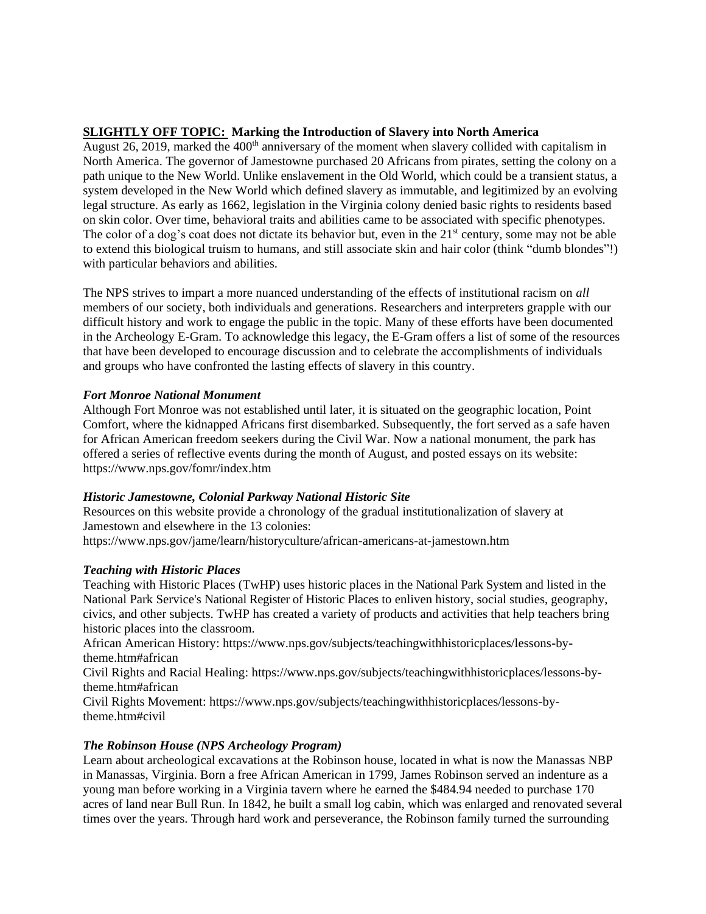**SLIGHTLY OFF TOPIC: Marking the Introduction of Slavery into North America**

August 26, 2019, marked the 400th anniversary of the moment when slavery collided with capitalism in North America. The governor of Jamestowne purchased 20 Africans from pirates, setting the colony on a path unique to the New World. Unlike enslavement in the Old World, which could be a transient status, a system developed in the New World which defined slavery as immutable, and legitimized by an evolving legal structure. As early as 1662, legislation in the Virginia colony denied basic rights to residents based on skin color. Over time, behavioral traits and abilities came to be associated with specific phenotypes. The color of a dog's coat does not dictate its behavior but, even in the 21st century, some may not be able to extend this biological truism to humans, and still associate skin and hair color (think "dumb blondes"!) with particular behaviors and abilities.

The NPS strives to impart a more nuanced understanding of the effects of institutional racism on *all* members of our society, both individuals and generations. Researchers and interpreters grapple with our difficult history and work to engage the public in the topic. Many of these efforts have been documented in the Archeology E-Gram. To acknowledge this legacy, the E-Gram offers a list of some of the resources that have been developed to encourage discussion and to celebrate the accomplishments of individuals and groups who have confronted the lasting effects of slavery in this country.

***Fort Monroe National Monument***

Although Fort Monroe was not established until later, it is situated on the geographic location, Point Comfort, where the kidnapped Africans first disembarked. Subsequently, the fort served as a safe haven for African American freedom seekers during the Civil War. Now a national monument, the park has offered a series of reflective events during the month of August, and posted essays on its website: https://www.nps.gov/fomr/index.htm

***Historic Jamestowne, Colonial Parkway National Historic Site***

Resources on this website provide a chronology of the gradual institutionalization of slavery at Jamestown and elsewhere in the 13 colonies:
https://www.nps.gov/jame/learn/historyculture/african-americans-at-jamestown.htm

***Teaching with Historic Places***

Teaching with Historic Places (TwHP) uses historic places in the National Park System and listed in the National Park Service's National Register of Historic Places to enliven history, social studies, geography, civics, and other subjects. TwHP has created a variety of products and activities that help teachers bring historic places into the classroom.

African American History: https://www.nps.gov/subjects/teachingwithhistoricplaces/lessons-by-theme.htm#african

Civil Rights and Racial Healing: https://www.nps.gov/subjects/teachingwithhistoricplaces/lessons-by-theme.htm#african

Civil Rights Movement: https://www.nps.gov/subjects/teachingwithhistoricplaces/lessons-by-theme.htm#civil

***The Robinson House (NPS Archeology Program)***

Learn about archeological excavations at the Robinson house, located in what is now the Manassas NBP in Manassas, Virginia. Born a free African American in 1799, James Robinson served an indenture as a young man before working in a Virginia tavern where he earned the $484.94 needed to purchase 170 acres of land near Bull Run. In 1842, he built a small log cabin, which was enlarged and renovated several times over the years. Through hard work and perseverance, the Robinson family turned the surrounding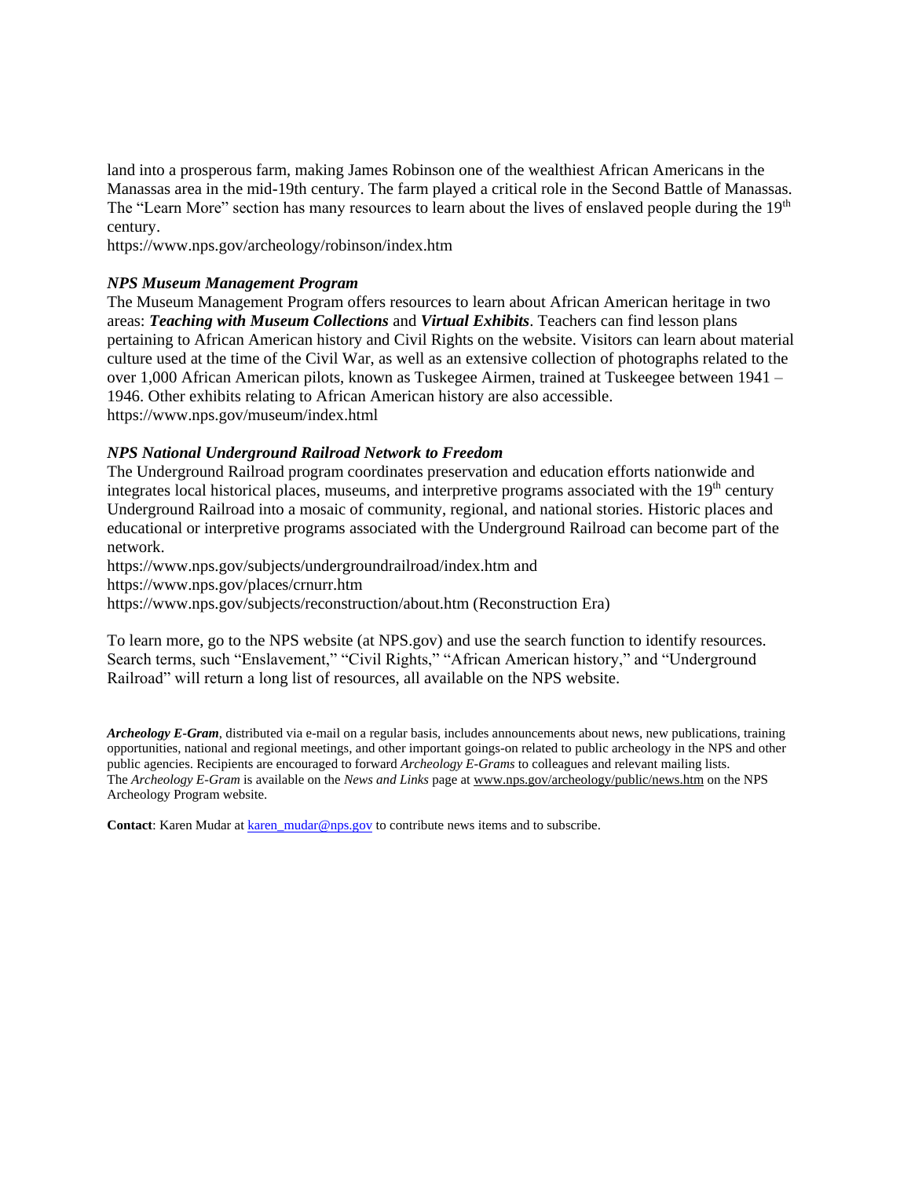land into a prosperous farm, making James Robinson one of the wealthiest African Americans in the Manassas area in the mid-19th century. The farm played a critical role in the Second Battle of Manassas. The "Learn More" section has many resources to learn about the lives of enslaved people during the 19th century.
https://www.nps.gov/archeology/robinson/index.htm

***NPS Museum Management Program***

The Museum Management Program offers resources to learn about African American heritage in two areas: ***Teaching with Museum Collections*** and ***Virtual Exhibits***. Teachers can find lesson plans pertaining to African American history and Civil Rights on the website. Visitors can learn about material culture used at the time of the Civil War, as well as an extensive collection of photographs related to the over 1,000 African American pilots, known as Tuskegee Airmen, trained at Tuskeegee between 1941 – 1946. Other exhibits relating to African American history are also accessible.
https://www.nps.gov/museum/index.html

***NPS National Underground Railroad Network to Freedom***

The Underground Railroad program coordinates preservation and education efforts nationwide and integrates local historical places, museums, and interpretive programs associated with the 19th century Underground Railroad into a mosaic of community, regional, and national stories. Historic places and educational or interpretive programs associated with the Underground Railroad can become part of the network.
https://www.nps.gov/subjects/undergroundrailroad/index.htm and
https://www.nps.gov/places/crnurr.htm
https://www.nps.gov/subjects/reconstruction/about.htm (Reconstruction Era)

To learn more, go to the NPS website (at NPS.gov) and use the search function to identify resources. Search terms, such "Enslavement," "Civil Rights," "African American history," and "Underground Railroad" will return a long list of resources, all available on the NPS website.

***Archeology E-Gram***, distributed via e-mail on a regular basis, includes announcements about news, new publications, training opportunities, national and regional meetings, and other important goings-on related to public archeology in the NPS and other public agencies. Recipients are encouraged to forward *Archeology E-Grams* to colleagues and relevant mailing lists. The *Archeology E-Gram* is available on the *News and Links* page at www.nps.gov/archeology/public/news.htm on the NPS Archeology Program website.

**Contact**: Karen Mudar at karen_mudar@nps.gov to contribute news items and to subscribe.